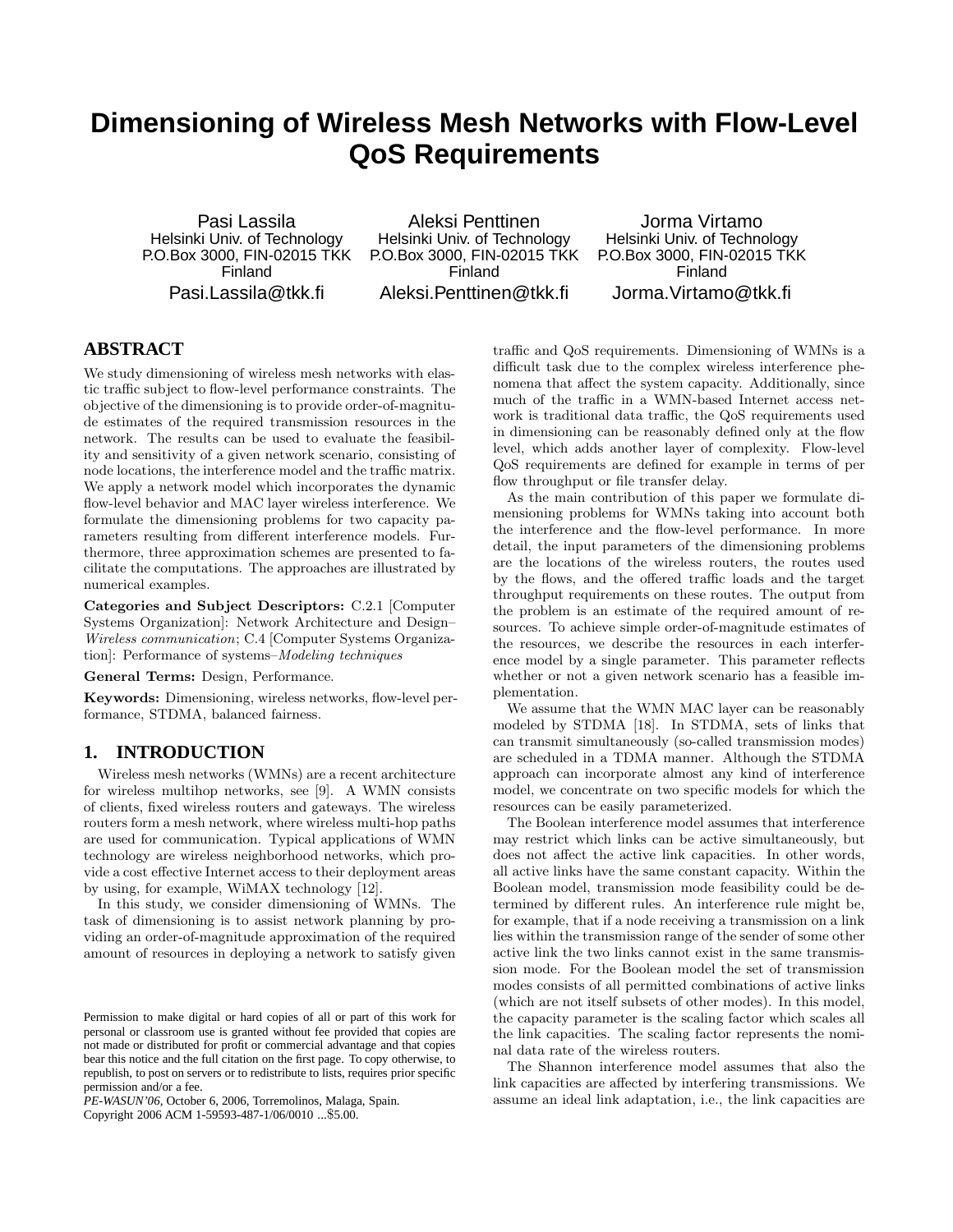# Dimensioning of Wireless Mesh Networks with Flow-Level QoS Requirements

Pasi Lassila
Helsinki Univ. of Technology
P.O.Box 3000, FIN-02015 TKK
Finland
Pasi.Lassila@tkk.fi

Aleksi Penttinen
Helsinki Univ. of Technology
P.O.Box 3000, FIN-02015 TKK
Finland
Aleksi.Penttinen@tkk.fi

Jorma Virtamo
Helsinki Univ. of Technology
P.O.Box 3000, FIN-02015 TKK
Finland
Jorma.Virtamo@tkk.fi

## ABSTRACT

We study dimensioning of wireless mesh networks with elastic traffic subject to flow-level performance constraints. The objective of the dimensioning is to provide order-of-magnitude estimates of the required transmission resources in the network. The results can be used to evaluate the feasibility and sensitivity of a given network scenario, consisting of node locations, the interference model and the traffic matrix. We apply a network model which incorporates the dynamic flow-level behavior and MAC layer wireless interference. We formulate the dimensioning problems for two capacity parameters resulting from different interference models. Furthermore, three approximation schemes are presented to facilitate the computations. The approaches are illustrated by numerical examples.

**Categories and Subject Descriptors:** C.2.1 [Computer Systems Organization]: Network Architecture and Design–*Wireless communication*; C.4 [Computer Systems Organization]: Performance of systems–*Modeling techniques*

**General Terms:** Design, Performance.

**Keywords:** Dimensioning, wireless networks, flow-level performance, STDMA, balanced fairness.

## 1. INTRODUCTION

Wireless mesh networks (WMNs) are a recent architecture for wireless multihop networks, see [9]. A WMN consists of clients, fixed wireless routers and gateways. The wireless routers form a mesh network, where wireless multi-hop paths are used for communication. Typical applications of WMN technology are wireless neighborhood networks, which provide a cost effective Internet access to their deployment areas by using, for example, WiMAX technology [12].

In this study, we consider dimensioning of WMNs. The task of dimensioning is to assist network planning by providing an order-of-magnitude approximation of the required amount of resources in deploying a network to satisfy given traffic and QoS requirements. Dimensioning of WMNs is a difficult task due to the complex wireless interference phenomena that affect the system capacity. Additionally, since much of the traffic in a WMN-based Internet access network is traditional data traffic, the QoS requirements used in dimensioning can be reasonably defined only at the flow level, which adds another layer of complexity. Flow-level QoS requirements are defined for example in terms of per flow throughput or file transfer delay.

As the main contribution of this paper we formulate dimensioning problems for WMNs taking into account both the interference and the flow-level performance. In more detail, the input parameters of the dimensioning problems are the locations of the wireless routers, the routes used by the flows, and the offered traffic loads and the target throughput requirements on these routes. The output from the problem is an estimate of the required amount of resources. To achieve simple order-of-magnitude estimates of the resources, we describe the resources in each interference model by a single parameter. This parameter reflects whether or not a given network scenario has a feasible implementation.

We assume that the WMN MAC layer can be reasonably modeled by STDMA [18]. In STDMA, sets of links that can transmit simultaneously (so-called transmission modes) are scheduled in a TDMA manner. Although the STDMA approach can incorporate almost any kind of interference model, we concentrate on two specific models for which the resources can be easily parameterized.

The Boolean interference model assumes that interference may restrict which links can be active simultaneously, but does not affect the active link capacities. In other words, all active links have the same constant capacity. Within the Boolean model, transmission mode feasibility could be determined by different rules. An interference rule might be, for example, that if a node receiving a transmission on a link lies within the transmission range of the sender of some other active link the two links cannot exist in the same transmission mode. For the Boolean model the set of transmission modes consists of all permitted combinations of active links (which are not itself subsets of other modes). In this model, the capacity parameter is the scaling factor which scales all the link capacities. The scaling factor represents the nominal data rate of the wireless routers.

The Shannon interference model assumes that also the link capacities are affected by interfering transmissions. We assume an ideal link adaptation, i.e., the link capacities are

Permission to make digital or hard copies of all or part of this work for personal or classroom use is granted without fee provided that copies are not made or distributed for profit or commercial advantage and that copies bear this notice and the full citation on the first page. To copy otherwise, to republish, to post on servers or to redistribute to lists, requires prior specific permission and/or a fee.
*PE-WASUN'06*, October 6, 2006, Torremolinos, Malaga, Spain.
Copyright 2006 ACM 1-59593-487-1/06/0010 ...$5.00.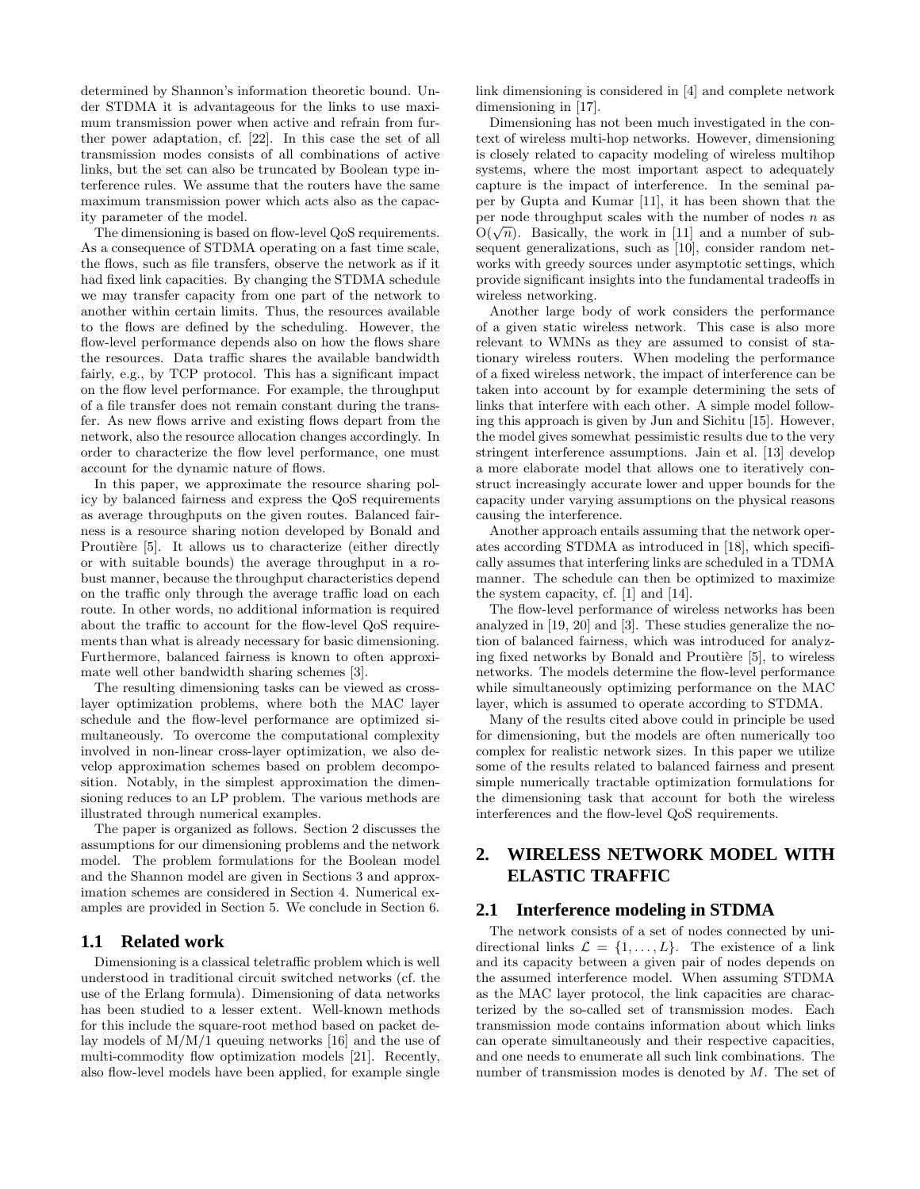determined by Shannon's information theoretic bound. Under STDMA it is advantageous for the links to use maximum transmission power when active and refrain from further power adaptation, cf. [22]. In this case the set of all transmission modes consists of all combinations of active links, but the set can also be truncated by Boolean type interference rules. We assume that the routers have the same maximum transmission power which acts also as the capacity parameter of the model.

The dimensioning is based on flow-level QoS requirements. As a consequence of STDMA operating on a fast time scale, the flows, such as file transfers, observe the network as if it had fixed link capacities. By changing the STDMA schedule we may transfer capacity from one part of the network to another within certain limits. Thus, the resources available to the flows are defined by the scheduling. However, the flow-level performance depends also on how the flows share the resources. Data traffic shares the available bandwidth fairly, e.g., by TCP protocol. This has a significant impact on the flow level performance. For example, the throughput of a file transfer does not remain constant during the transfer. As new flows arrive and existing flows depart from the network, also the resource allocation changes accordingly. In order to characterize the flow level performance, one must account for the dynamic nature of flows.

In this paper, we approximate the resource sharing policy by balanced fairness and express the QoS requirements as average throughputs on the given routes. Balanced fairness is a resource sharing notion developed by Bonald and Proutière [5]. It allows us to characterize (either directly or with suitable bounds) the average throughput in a robust manner, because the throughput characteristics depend on the traffic only through the average traffic load on each route. In other words, no additional information is required about the traffic to account for the flow-level QoS requirements than what is already necessary for basic dimensioning. Furthermore, balanced fairness is known to often approximate well other bandwidth sharing schemes [3].

The resulting dimensioning tasks can be viewed as cross-layer optimization problems, where both the MAC layer schedule and the flow-level performance are optimized simultaneously. To overcome the computational complexity involved in non-linear cross-layer optimization, we also develop approximation schemes based on problem decomposition. Notably, in the simplest approximation the dimensioning reduces to an LP problem. The various methods are illustrated through numerical examples.

The paper is organized as follows. Section 2 discusses the assumptions for our dimensioning problems and the network model. The problem formulations for the Boolean model and the Shannon model are given in Sections 3 and approximation schemes are considered in Section 4. Numerical examples are provided in Section 5. We conclude in Section 6.

### 1.1 Related work

Dimensioning is a classical teletraffic problem which is well understood in traditional circuit switched networks (cf. the use of the Erlang formula). Dimensioning of data networks has been studied to a lesser extent. Well-known methods for this include the square-root method based on packet delay models of M/M/1 queuing networks [16] and the use of multi-commodity flow optimization models [21]. Recently, also flow-level models have been applied, for example single link dimensioning is considered in [4] and complete network dimensioning in [17].

Dimensioning has not been much investigated in the context of wireless multi-hop networks. However, dimensioning is closely related to capacity modeling of wireless multihop systems, where the most important aspect to adequately capture is the impact of interference. In the seminal paper by Gupta and Kumar [11], it has been shown that the per node throughput scales with the number of nodes $n$ as $O(\sqrt{n})$. Basically, the work in [11] and a number of subsequent generalizations, such as [10], consider random networks with greedy sources under asymptotic settings, which provide significant insights into the fundamental tradeoffs in wireless networking.

Another large body of work considers the performance of a given static wireless network. This case is also more relevant to WMNs as they are assumed to consist of stationary wireless routers. When modeling the performance of a fixed wireless network, the impact of interference can be taken into account by for example determining the sets of links that interfere with each other. A simple model following this approach is given by Jun and Sichitu [15]. However, the model gives somewhat pessimistic results due to the very stringent interference assumptions. Jain et al. [13] develop a more elaborate model that allows one to iteratively construct increasingly accurate lower and upper bounds for the capacity under varying assumptions on the physical reasons causing the interference.

Another approach entails assuming that the network operates according STDMA as introduced in [18], which specifically assumes that interfering links are scheduled in a TDMA manner. The schedule can then be optimized to maximize the system capacity, cf. [1] and [14].

The flow-level performance of wireless networks has been analyzed in [19, 20] and [3]. These studies generalize the notion of balanced fairness, which was introduced for analyzing fixed networks by Bonald and Proutière [5], to wireless networks. The models determine the flow-level performance while simultaneously optimizing performance on the MAC layer, which is assumed to operate according to STDMA.

Many of the results cited above could in principle be used for dimensioning, but the models are often numerically too complex for realistic network sizes. In this paper we utilize some of the results related to balanced fairness and present simple numerically tractable optimization formulations for the dimensioning task that account for both the wireless interferences and the flow-level QoS requirements.

## 2. WIRELESS NETWORK MODEL WITH ELASTIC TRAFFIC

### 2.1 Interference modeling in STDMA

The network consists of a set of nodes connected by unidirectional links $\mathcal{L} = \{1, \dots, L\}$. The existence of a link and its capacity between a given pair of nodes depends on the assumed interference model. When assuming STDMA as the MAC layer protocol, the link capacities are characterized by the so-called set of transmission modes. Each transmission mode contains information about which links can operate simultaneously and their respective capacities, and one needs to enumerate all such link combinations. The number of transmission modes is denoted by $M$. The set of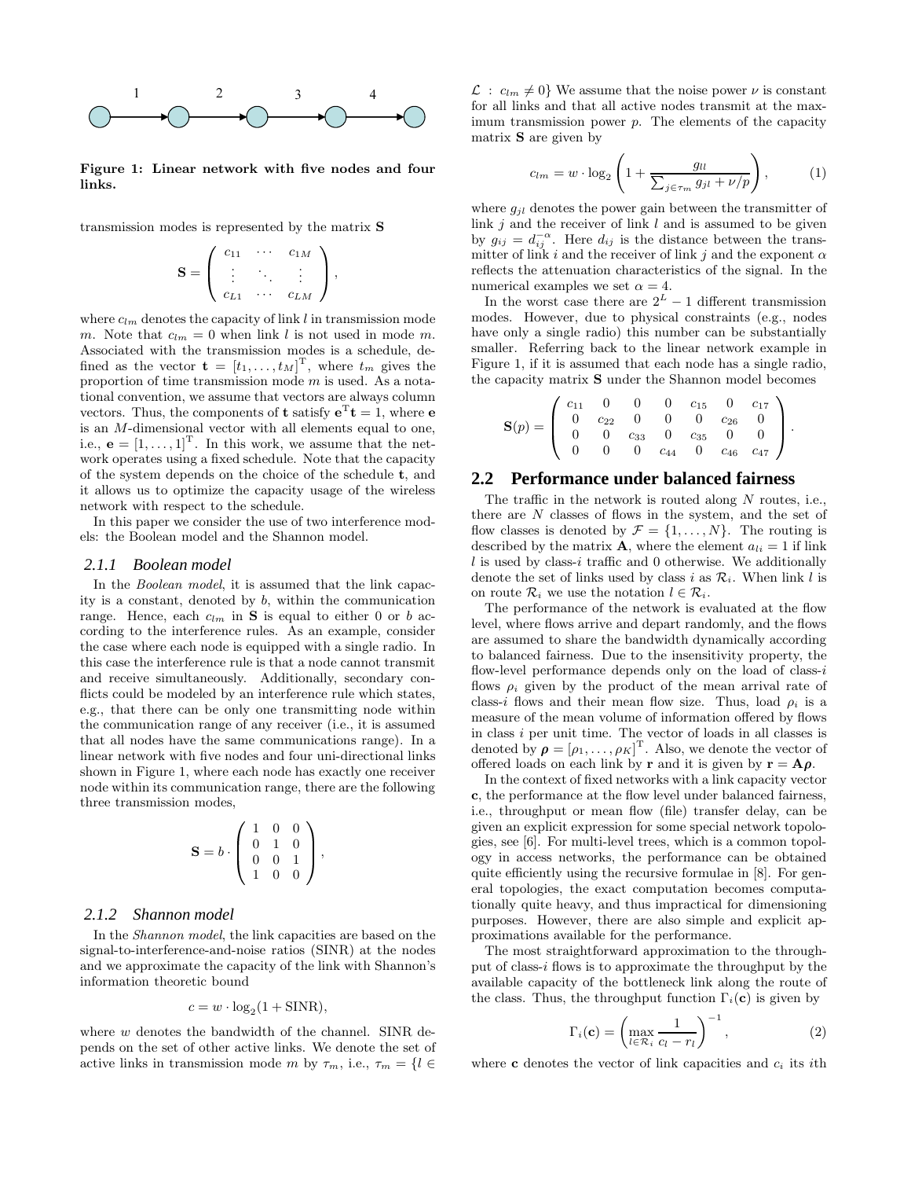Figure 1: Linear network with five nodes and four links.

transmission modes is represented by the matrix $\mathbf{S}$

$$\mathbf{S} = \begin{pmatrix} c_{11} & \cdots & c_{1M} \\ \vdots & \ddots & \vdots \\ c_{L1} & \cdots & c_{LM} \end{pmatrix},$$

where $c_{lm}$ denotes the capacity of link $l$ in transmission mode $m$. Note that $c_{lm} = 0$ when link $l$ is not used in mode $m$. Associated with the transmission modes is a schedule, defined as the vector $\mathbf{t} = [t_1, \ldots, t_M]^{\mathrm{T}}$, where $t_m$ gives the proportion of time transmission mode $m$ is used. As a notational convention, we assume that vectors are always column vectors. Thus, the components of $\mathbf{t}$ satisfy $\mathbf{e}^{\mathrm{T}}\mathbf{t} = 1$, where $\mathbf{e}$ is an $M$-dimensional vector with all elements equal to one, i.e., $\mathbf{e} = [1, \ldots, 1]^{\mathrm{T}}$. In this work, we assume that the network operates using a fixed schedule. Note that the capacity of the system depends on the choice of the schedule $\mathbf{t}$, and it allows us to optimize the capacity usage of the wireless network with respect to the schedule.

In this paper we consider the use of two interference models: the Boolean model and the Shannon model.

#### 2.1.1 Boolean model

In the *Boolean model*, it is assumed that the link capacity is a constant, denoted by $b$, within the communication range. Hence, each $c_{lm}$ in $\mathbf{S}$ is equal to either 0 or $b$ according to the interference rules. As an example, consider the case where each node is equipped with a single radio. In this case the interference rule is that a node cannot transmit and receive simultaneously. Additionally, secondary conflicts could be modeled by an interference rule which states, e.g., that there can be only one transmitting node within the communication range of any receiver (i.e., it is assumed that all nodes have the same communications range). In a linear network with five nodes and four uni-directional links shown in Figure 1, where each node has exactly one receiver node within its communication range, there are the following three transmission modes,

$$\mathbf{S} = b \cdot \begin{pmatrix} 1 & 0 & 0 \\ 0 & 1 & 0 \\ 0 & 0 & 1 \\ 1 & 0 & 0 \end{pmatrix},$$

#### 2.1.2 Shannon model

In the *Shannon model*, the link capacities are based on the signal-to-interference-and-noise ratios (SINR) at the nodes and we approximate the capacity of the link with Shannon's information theoretic bound

$$c = w \cdot \log_2(1 + \mathrm{SINR}),$$

where $w$ denotes the bandwidth of the channel. SINR depends on the set of other active links. We denote the set of active links in transmission mode $m$ by $\tau_m$, i.e., $\tau_m = \{l \in \mathcal{L} \,:\, c_{lm} \neq 0\}$ We assume that the noise power $\nu$ is constant for all links and that all active nodes transmit at the maximum transmission power $p$. The elements of the capacity matrix $\mathbf{S}$ are given by

$$c_{lm} = w \cdot \log_2\left(1 + \frac{g_{ll}}{\sum_{j \in \tau_m} g_{jl} + \nu/p}\right), \tag{1}$$

where $g_{jl}$ denotes the power gain between the transmitter of link $j$ and the receiver of link $l$ and is assumed to be given by $g_{ij} = d_{ij}^{-\alpha}$. Here $d_{ij}$ is the distance between the transmitter of link $i$ and the receiver of link $j$ and the exponent $\alpha$ reflects the attenuation characteristics of the signal. In the numerical examples we set $\alpha = 4$.

In the worst case there are $2^L - 1$ different transmission modes. However, due to physical constraints (e.g., nodes have only a single radio) this number can be substantially smaller. Referring back to the linear network example in Figure 1, if it is assumed that each node has a single radio, the capacity matrix $\mathbf{S}$ under the Shannon model becomes

$$\mathbf{S}(p) = \begin{pmatrix} c_{11} & 0 & 0 & 0 & c_{15} & 0 & c_{17} \\ 0 & c_{22} & 0 & 0 & 0 & c_{26} & 0 \\ 0 & 0 & c_{33} & 0 & c_{35} & 0 & 0 \\ 0 & 0 & 0 & c_{44} & 0 & c_{46} & c_{47} \end{pmatrix}.$$

## 2.2 Performance under balanced fairness

The traffic in the network is routed along $N$ routes, i.e., there are $N$ classes of flows in the system, and the set of flow classes is denoted by $\mathcal{F} = \{1, \ldots, N\}$. The routing is described by the matrix $\mathbf{A}$, where the element $a_{li} = 1$ if link $l$ is used by class-$i$ traffic and 0 otherwise. We additionally denote the set of links used by class $i$ as $\mathcal{R}_i$. When link $l$ is on route $\mathcal{R}_i$ we use the notation $l \in \mathcal{R}_i$.

The performance of the network is evaluated at the flow level, where flows arrive and depart randomly, and the flows are assumed to share the bandwidth dynamically according to balanced fairness. Due to the insensitivity property, the flow-level performance depends only on the load of class-$i$ flows $\rho_i$ given by the product of the mean arrival rate of class-$i$ flows and their mean flow size. Thus, load $\rho_i$ is a measure of the mean volume of information offered by flows in class $i$ per unit time. The vector of loads in all classes is denoted by $\boldsymbol{\rho} = [\rho_1, \ldots, \rho_K]^{\mathrm{T}}$. Also, we denote the vector of offered loads on each link by $\mathbf{r}$ and it is given by $\mathbf{r} = \mathbf{A}\boldsymbol{\rho}$.

In the context of fixed networks with a link capacity vector $\mathbf{c}$, the performance at the flow level under balanced fairness, i.e., throughput or mean flow (file) transfer delay, can be given an explicit expression for some special network topologies, see [6]. For multi-level trees, which is a common topology in access networks, the performance can be obtained quite efficiently using the recursive formulae in [8]. For general topologies, the exact computation becomes computationally quite heavy, and thus impractical for dimensioning purposes. However, there are also simple and explicit approximations available for the performance.

The most straightforward approximation to the throughput of class-$i$ flows is to approximate the throughput by the available capacity of the bottleneck link along the route of the class. Thus, the throughput function $\Gamma_i(\mathbf{c})$ is given by

$$\Gamma_i(\mathbf{c}) = \left(\max_{l \in \mathcal{R}_i} \frac{1}{c_l - r_l}\right)^{-1}, \tag{2}$$

where $\mathbf{c}$ denotes the vector of link capacities and $c_i$ its $i$th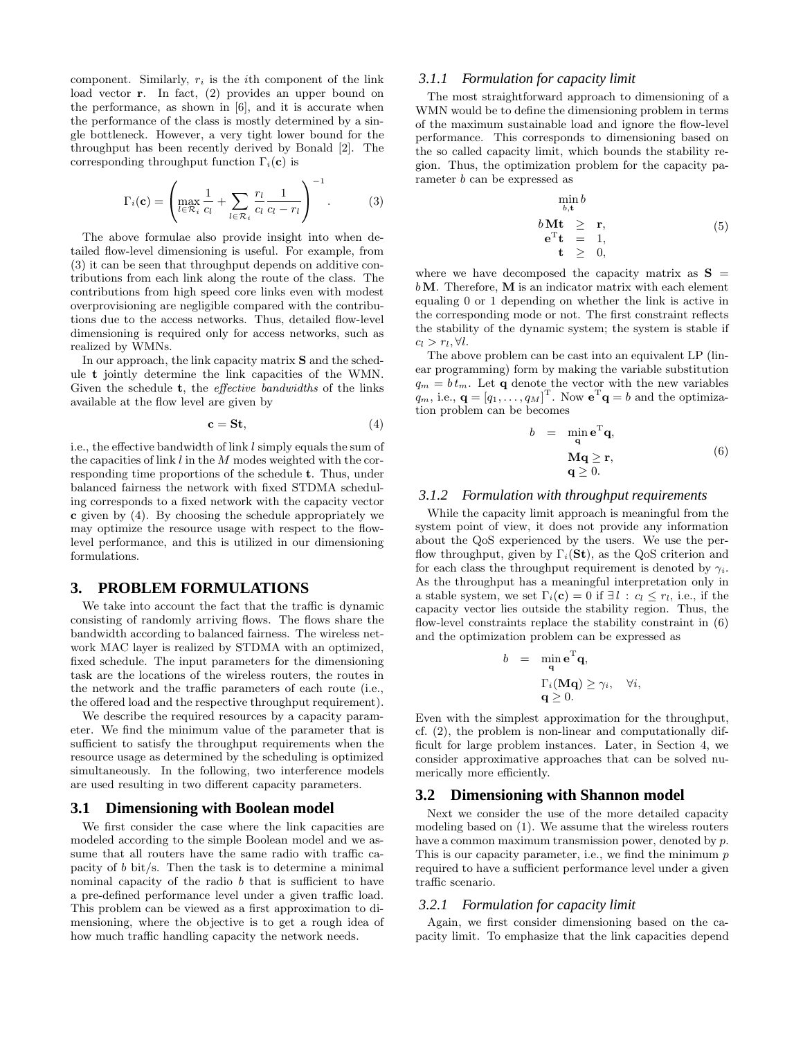component. Similarly, $r_i$ is the $i$th component of the link load vector $\mathbf{r}$. In fact, (2) provides an upper bound on the performance, as shown in [6], and it is accurate when the performance of the class is mostly determined by a single bottleneck. However, a very tight lower bound for the throughput has been recently derived by Bonald [2]. The corresponding throughput function $\Gamma_i(\mathbf{c})$ is

$$\Gamma_i(\mathbf{c}) = \left( \max_{l \in \mathcal{R}_i} \frac{1}{c_l} + \sum_{l \in \mathcal{R}_i} \frac{r_l}{c_l} \frac{1}{c_l - r_l} \right)^{-1}. \tag{3}$$

The above formulae also provide insight into when detailed flow-level dimensioning is useful. For example, from (3) it can be seen that throughput depends on additive contributions from each link along the route of the class. The contributions from high speed core links even with modest overprovisioning are negligible compared with the contributions due to the access networks. Thus, detailed flow-level dimensioning is required only for access networks, such as realized by WMNs.

In our approach, the link capacity matrix $\mathbf{S}$ and the schedule $\mathbf{t}$ jointly determine the link capacities of the WMN. Given the schedule $\mathbf{t}$, the *effective bandwidths* of the links available at the flow level are given by

$$\mathbf{c} = \mathbf{S}\mathbf{t}, \tag{4}$$

i.e., the effective bandwidth of link $l$ simply equals the sum of the capacities of link $l$ in the $M$ modes weighted with the corresponding time proportions of the schedule $\mathbf{t}$. Thus, under balanced fairness the network with fixed STDMA scheduling corresponds to a fixed network with the capacity vector $\mathbf{c}$ given by (4). By choosing the schedule appropriately we may optimize the resource usage with respect to the flow-level performance, and this is utilized in our dimensioning formulations.

## 3. PROBLEM FORMULATIONS

We take into account the fact that the traffic is dynamic consisting of randomly arriving flows. The flows share the bandwidth according to balanced fairness. The wireless network MAC layer is realized by STDMA with an optimized, fixed schedule. The input parameters for the dimensioning task are the locations of the wireless routers, the routes in the network and the traffic parameters of each route (i.e., the offered load and the respective throughput requirement).

We describe the required resources by a capacity parameter. We find the minimum value of the parameter that is sufficient to satisfy the throughput requirements when the resource usage as determined by the scheduling is optimized simultaneously. In the following, two interference models are used resulting in two different capacity parameters.

### 3.1 Dimensioning with Boolean model

We first consider the case where the link capacities are modeled according to the simple Boolean model and we assume that all routers have the same radio with traffic capacity of $b$ bit/s. Then the task is to determine a minimal nominal capacity of the radio $b$ that is sufficient to have a pre-defined performance level under a given traffic load. This problem can be viewed as a first approximation to dimensioning, where the objective is to get a rough idea of how much traffic handling capacity the network needs.

#### 3.1.1 Formulation for capacity limit

The most straightforward approach to dimensioning of a WMN would be to define the dimensioning problem in terms of the maximum sustainable load and ignore the flow-level performance. This corresponds to dimensioning based on the so called capacity limit, which bounds the stability region. Thus, the optimization problem for the capacity parameter $b$ can be expressed as

$$\begin{array}{rcl} & \displaystyle\min_{b,\mathbf{t}} b & \\ b\,\mathbf{M}\mathbf{t} & \geq & \mathbf{r}, \\ \mathbf{e}^{\mathrm{T}}\mathbf{t} & = & 1, \\ \mathbf{t} & \geq & 0, \end{array} \tag{5}$$

where we have decomposed the capacity matrix as $\mathbf{S} = b\,\mathbf{M}$. Therefore, $\mathbf{M}$ is an indicator matrix with each element equaling 0 or 1 depending on whether the link is active in the corresponding mode or not. The first constraint reflects the stability of the dynamic system; the system is stable if $c_l > r_l, \forall l$.

The above problem can be cast into an equivalent LP (linear programming) form by making the variable substitution $q_m = b\,t_m$. Let $\mathbf{q}$ denote the vector with the new variables $q_m$, i.e., $\mathbf{q} = [q_1, \ldots, q_M]^{\mathrm{T}}$. Now $\mathbf{e}^{\mathrm{T}}\mathbf{q} = b$ and the optimization problem can be becomes

$$\begin{array}{rcl} b & = & \displaystyle\min_{\mathbf{q}} \mathbf{e}^{\mathrm{T}}\mathbf{q}, \\ & & \mathbf{M}\mathbf{q} \geq \mathbf{r}, \\ & & \mathbf{q} \geq 0. \end{array} \tag{6}$$

#### 3.1.2 Formulation with throughput requirements

While the capacity limit approach is meaningful from the system point of view, it does not provide any information about the QoS experienced by the users. We use the per-flow throughput, given by $\Gamma_i(\mathbf{S}\mathbf{t})$, as the QoS criterion and for each class the throughput requirement is denoted by $\gamma_i$. As the throughput has a meaningful interpretation only in a stable system, we set $\Gamma_i(\mathbf{c}) = 0$ if $\exists l : c_l \leq r_l$, i.e., if the capacity vector lies outside the stability region. Thus, the flow-level constraints replace the stability constraint in (6) and the optimization problem can be expressed as

$$\begin{array}{rcl} b & = & \displaystyle\min_{\mathbf{q}} \mathbf{e}^{\mathrm{T}}\mathbf{q}, \\ & & \Gamma_i(\mathbf{M}\mathbf{q}) \geq \gamma_i, \quad \forall i, \\ & & \mathbf{q} \geq 0. \end{array}$$

Even with the simplest approximation for the throughput, cf. (2), the problem is non-linear and computationally difficult for large problem instances. Later, in Section 4, we consider approximative approaches that can be solved numerically more efficiently.

### 3.2 Dimensioning with Shannon model

Next we consider the use of the more detailed capacity modeling based on (1). We assume that the wireless routers have a common maximum transmission power, denoted by $p$. This is our capacity parameter, i.e., we find the minimum $p$ required to have a sufficient performance level under a given traffic scenario.

#### 3.2.1 Formulation for capacity limit

Again, we first consider dimensioning based on the capacity limit. To emphasize that the link capacities depend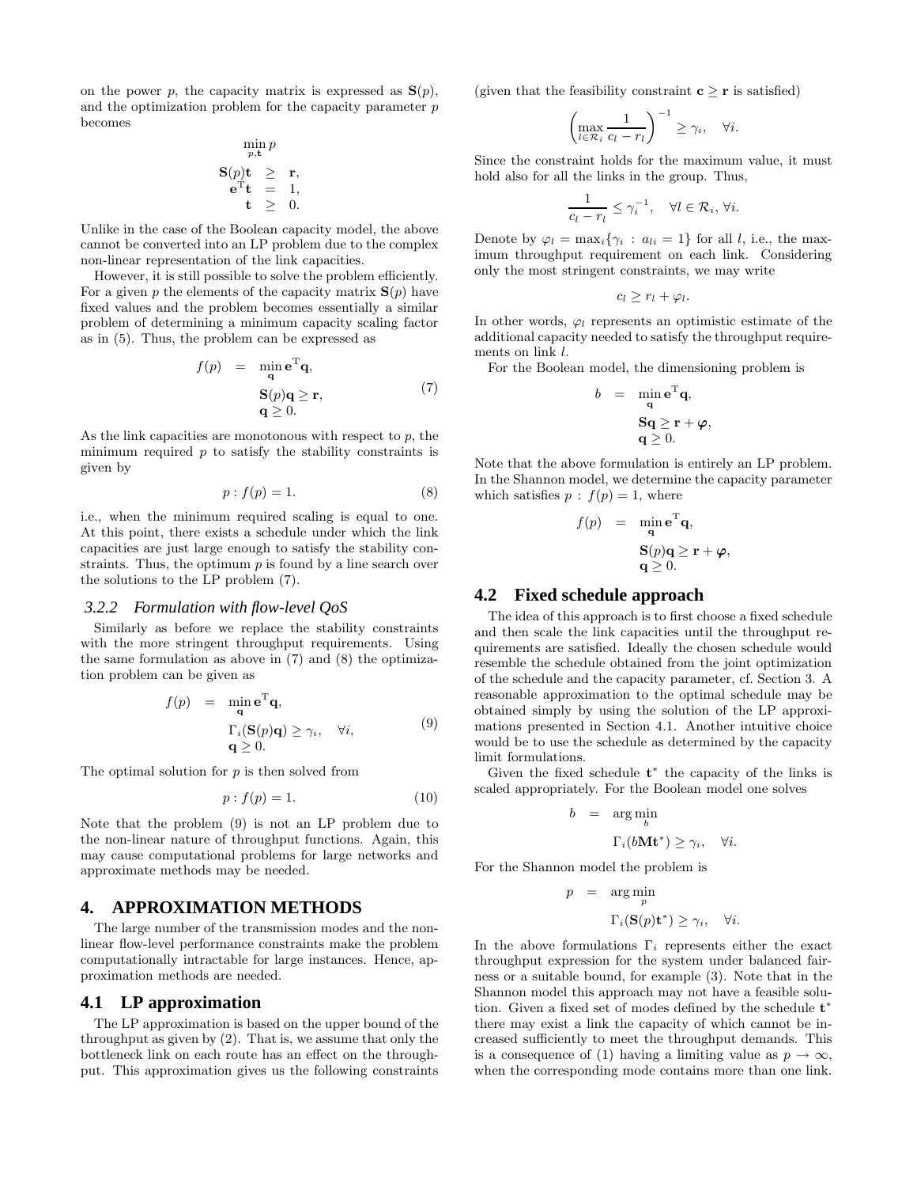on the power $p$, the capacity matrix is expressed as $\mathbf{S}(p)$, and the optimization problem for the capacity parameter $p$ becomes

$$
\begin{aligned}
&\min_{p,\mathbf{t}} p \\
\mathbf{S}(p)\mathbf{t} &\geq \mathbf{r}, \\
\mathbf{e}^{\mathrm{T}}\mathbf{t} &= 1, \\
\mathbf{t} &\geq 0.
\end{aligned}
$$

Unlike in the case of the Boolean capacity model, the above cannot be converted into an LP problem due to the complex non-linear representation of the link capacities.

However, it is still possible to solve the problem efficiently. For a given $p$ the elements of the capacity matrix $\mathbf{S}(p)$ have fixed values and the problem becomes essentially a similar problem of determining a minimum capacity scaling factor as in (5). Thus, the problem can be expressed as

$$
\begin{aligned}
f(p) \;\; = \;\; &\min_{\mathbf{q}} \mathbf{e}^{\mathrm{T}}\mathbf{q}, \\
&\mathbf{S}(p)\mathbf{q} \geq \mathbf{r}, \\
&\mathbf{q} \geq 0.
\end{aligned}
\tag{7}
$$

As the link capacities are monotonous with respect to $p$, the minimum required $p$ to satisfy the stability constraints is given by

$$
p : f(p) = 1. \tag{8}
$$

i.e., when the minimum required scaling is equal to one. At this point, there exists a schedule under which the link capacities are just large enough to satisfy the stability constraints. Thus, the optimum $p$ is found by a line search over the solutions to the LP problem (7).

### 3.2.2 *Formulation with flow-level QoS*

Similarly as before we replace the stability constraints with the more stringent throughput requirements. Using the same formulation as above in (7) and (8) the optimization problem can be given as

$$
\begin{aligned}
f(p) \;\; = \;\; &\min_{\mathbf{q}} \mathbf{e}^{\mathrm{T}}\mathbf{q}, \\
&\Gamma_i(\mathbf{S}(p)\mathbf{q}) \geq \gamma_i, \quad \forall i, \\
&\mathbf{q} \geq 0.
\end{aligned}
\tag{9}
$$

The optimal solution for $p$ is then solved from

$$
p : f(p) = 1. \tag{10}
$$

Note that the problem (9) is not an LP problem due to the non-linear nature of throughput functions. Again, this may cause computational problems for large networks and approximate methods may be needed.

## 4. APPROXIMATION METHODS

The large number of the transmission modes and the non-linear flow-level performance constraints make the problem computationally intractable for large instances. Hence, approximation methods are needed.

## 4.1 LP approximation

The LP approximation is based on the upper bound of the throughput as given by (2). That is, we assume that only the bottleneck link on each route has an effect on the throughput. This approximation gives us the following constraints (given that the feasibility constraint $\mathbf{c} \geq \mathbf{r}$ is satisfied)

$$
\left( \max_{l \in \mathcal{R}_i} \frac{1}{c_l - r_l} \right)^{-1} \geq \gamma_i, \quad \forall i.
$$

Since the constraint holds for the maximum value, it must hold also for all the links in the group. Thus,

$$
\frac{1}{c_l - r_l} \leq \gamma_i^{-1}, \quad \forall l \in \mathcal{R}_i, \forall i.
$$

Denote by $\varphi_l = \max_i\{\gamma_i : a_{li} = 1\}$ for all $l$, i.e., the maximum throughput requirement on each link. Considering only the most stringent constraints, we may write

$$
c_l \geq r_l + \varphi_l.
$$

In other words, $\varphi_l$ represents an optimistic estimate of the additional capacity needed to satisfy the throughput requirements on link $l$.

For the Boolean model, the dimensioning problem is

$$
\begin{aligned}
b \;\; = \;\; &\min_{\mathbf{q}} \mathbf{e}^{\mathrm{T}}\mathbf{q}, \\
&\mathbf{S}\mathbf{q} \geq \mathbf{r} + \boldsymbol{\varphi}, \\
&\mathbf{q} \geq 0.
\end{aligned}
$$

Note that the above formulation is entirely an LP problem. In the Shannon model, we determine the capacity parameter which satisfies $p : f(p) = 1$, where

$$
\begin{aligned}
f(p) \;\; = \;\; &\min_{\mathbf{q}} \mathbf{e}^{\mathrm{T}}\mathbf{q}, \\
&\mathbf{S}(p)\mathbf{q} \geq \mathbf{r} + \boldsymbol{\varphi}, \\
&\mathbf{q} \geq 0.
\end{aligned}
$$

## 4.2 Fixed schedule approach

The idea of this approach is to first choose a fixed schedule and then scale the link capacities until the throughput requirements are satisfied. Ideally the chosen schedule would resemble the schedule obtained from the joint optimization of the schedule and the capacity parameter, cf. Section 3. A reasonable approximation to the optimal schedule may be obtained simply by using the solution of the LP approximations presented in Section 4.1. Another intuitive choice would be to use the schedule as determined by the capacity limit formulations.

Given the fixed schedule $\mathbf{t}^*$ the capacity of the links is scaled appropriately. For the Boolean model one solves

$$
\begin{aligned}
b \;\; = \;\; &\arg\min_{b} \\
&\Gamma_i(b\mathbf{M}\mathbf{t}^*) \geq \gamma_i, \quad \forall i.
\end{aligned}
$$

For the Shannon model the problem is

$$
\begin{aligned}
p \;\; = \;\; &\arg\min_{p} \\
&\Gamma_i(\mathbf{S}(p)\mathbf{t}^*) \geq \gamma_i, \quad \forall i.
\end{aligned}
$$

In the above formulations $\Gamma_i$ represents either the exact throughput expression for the system under balanced fairness or a suitable bound, for example (3). Note that in the Shannon model this approach may not have a feasible solution. Given a fixed set of modes defined by the schedule $\mathbf{t}^*$ there may exist a link the capacity of which cannot be increased sufficiently to meet the throughput demands. This is a consequence of (1) having a limiting value as $p \to \infty$, when the corresponding mode contains more than one link.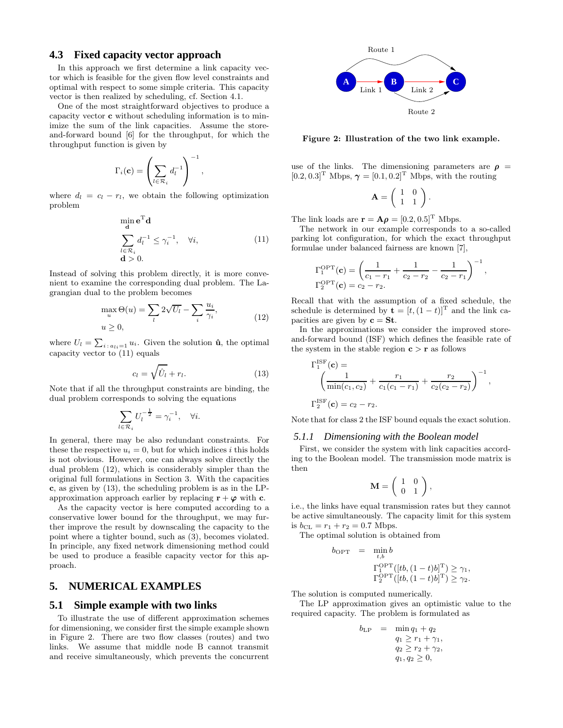### 4.3 Fixed capacity vector approach

In this approach we first determine a link capacity vector which is feasible for the given flow level constraints and optimal with respect to some simple criteria. This capacity vector is then realized by scheduling, cf. Section 4.1.

One of the most straightforward objectives to produce a capacity vector $\mathbf{c}$ without scheduling information is to minimize the sum of the link capacities. Assume the store-and-forward bound [6] for the throughput, for which the throughput function is given by

$$\Gamma_i(\mathbf{c}) = \left( \sum_{l \in \mathcal{R}_i} d_l^{-1} \right)^{-1},$$

where $d_l = c_l - r_l$, we obtain the following optimization problem

$$\begin{aligned} &\min_{\mathbf{d}} \mathbf{e}^{\mathrm{T}} \mathbf{d} \\ &\sum_{l \in \mathcal{R}_i} d_l^{-1} \leq \gamma_i^{-1}, \quad \forall i, \\ &\mathbf{d} > 0. \end{aligned} \tag{11}$$

Instead of solving this problem directly, it is more convenient to examine the corresponding dual problem. The Lagrangian dual to the problem becomes

$$\begin{aligned} &\max_{u} \Theta(u) = \sum_l 2\sqrt{U_l} - \sum_i \frac{u_i}{\gamma_i}, \\ &u \geq 0, \end{aligned} \tag{12}$$

where $U_l = \sum_{i : a_{li} = 1} u_i$. Given the solution $\hat{\mathbf{u}}$, the optimal capacity vector to (11) equals

$$c_l = \sqrt{\hat{U}_l} + r_l. \tag{13}$$

Note that if all the throughput constraints are binding, the dual problem corresponds to solving the equations

$$\sum_{l \in \mathcal{R}_i} U_l^{-\frac{1}{2}} = \gamma_i^{-1}, \quad \forall i.$$

In general, there may be also redundant constraints. For these the respective $u_i = 0$, but for which indices $i$ this holds is not obvious. However, one can always solve directly the dual problem (12), which is considerably simpler than the original full formulations in Section 3. With the capacities $\mathbf{c}$, as given by (13), the scheduling problem is as in the LP-approximation approach earlier by replacing $\mathbf{r} + \boldsymbol{\varphi}$ with $\mathbf{c}$.

As the capacity vector is here computed according to a conservative lower bound for the throughput, we may further improve the result by downscaling the capacity to the point where a tighter bound, such as (3), becomes violated. In principle, any fixed network dimensioning method could be used to produce a feasible capacity vector for this approach.

## 5. NUMERICAL EXAMPLES

### 5.1 Simple example with two links

To illustrate the use of different approximation schemes for dimensioning, we consider first the simple example shown in Figure 2. There are two flow classes (routes) and two links. We assume that middle node B cannot transmit and receive simultaneously, which prevents the concurrent use of the links. The dimensioning parameters are $\boldsymbol{\rho} = [0.2, 0.3]^{\mathrm{T}}$ Mbps, $\boldsymbol{\gamma} = [0.1, 0.2]^{\mathrm{T}}$ Mbps, with the routing

**Figure 2: Illustration of the two link example.**

$$\mathbf{A} = \begin{pmatrix} 1 & 0 \\ 1 & 1 \end{pmatrix}.$$

The link loads are $\mathbf{r} = \mathbf{A}\boldsymbol{\rho} = [0.2, 0.5]^{\mathrm{T}}$ Mbps.

The network in our example corresponds to a so-called parking lot configuration, for which the exact throughput formulae under balanced fairness are known [7],

$$\begin{aligned} &\Gamma_1^{\mathrm{OPT}}(\mathbf{c}) = \left( \frac{1}{c_1 - r_1} + \frac{1}{c_2 - r_2} - \frac{1}{c_2 - r_1} \right)^{-1}, \\ &\Gamma_2^{\mathrm{OPT}}(\mathbf{c}) = c_2 - r_2. \end{aligned}$$

Recall that with the assumption of a fixed schedule, the schedule is determined by $\mathbf{t} = [t, (1-t)]^{\mathrm{T}}$ and the link capacities are given by $\mathbf{c} = \mathbf{S}\mathbf{t}$.

In the approximations we consider the improved store-and-forward bound (ISF) which defines the feasible rate of the system in the stable region $\mathbf{c} > \mathbf{r}$ as follows

$$\begin{aligned} &\Gamma_1^{\mathrm{ISF}}(\mathbf{c}) = \\ &\quad \left( \frac{1}{\min(c_1, c_2)} + \frac{r_1}{c_1(c_1 - r_1)} + \frac{r_2}{c_2(c_2 - r_2)} \right)^{-1}, \\ &\Gamma_2^{\mathrm{ISF}}(\mathbf{c}) = c_2 - r_2. \end{aligned}$$

Note that for class 2 the ISF bound equals the exact solution.

#### 5.1.1 *Dimensioning with the Boolean model*

First, we consider the system with link capacities according to the Boolean model. The transmission mode matrix is then

$$\mathbf{M} = \begin{pmatrix} 1 & 0 \\ 0 & 1 \end{pmatrix},$$

i.e., the links have equal transmission rates but they cannot be active simultaneously. The capacity limit for this system is $b_{\mathrm{CL}} = r_1 + r_2 = 0.7$ Mbps.

The optimal solution is obtained from

$$\begin{aligned} b_{\mathrm{OPT}} \;=\; &\min_{t,b} b \\ &\Gamma_1^{\mathrm{OPT}}([tb, (1-t)b]^{\mathrm{T}}) \geq \gamma_1, \\ &\Gamma_2^{\mathrm{OPT}}([tb, (1-t)b]^{\mathrm{T}}) \geq \gamma_2. \end{aligned}$$

The solution is computed numerically.

The LP approximation gives an optimistic value to the required capacity. The problem is formulated as

$$\begin{aligned} b_{\mathrm{LP}} \;=\; &\min q_1 + q_2 \\ &q_1 \geq r_1 + \gamma_1, \\ &q_2 \geq r_2 + \gamma_2, \\ &q_1, q_2 \geq 0, \end{aligned}$$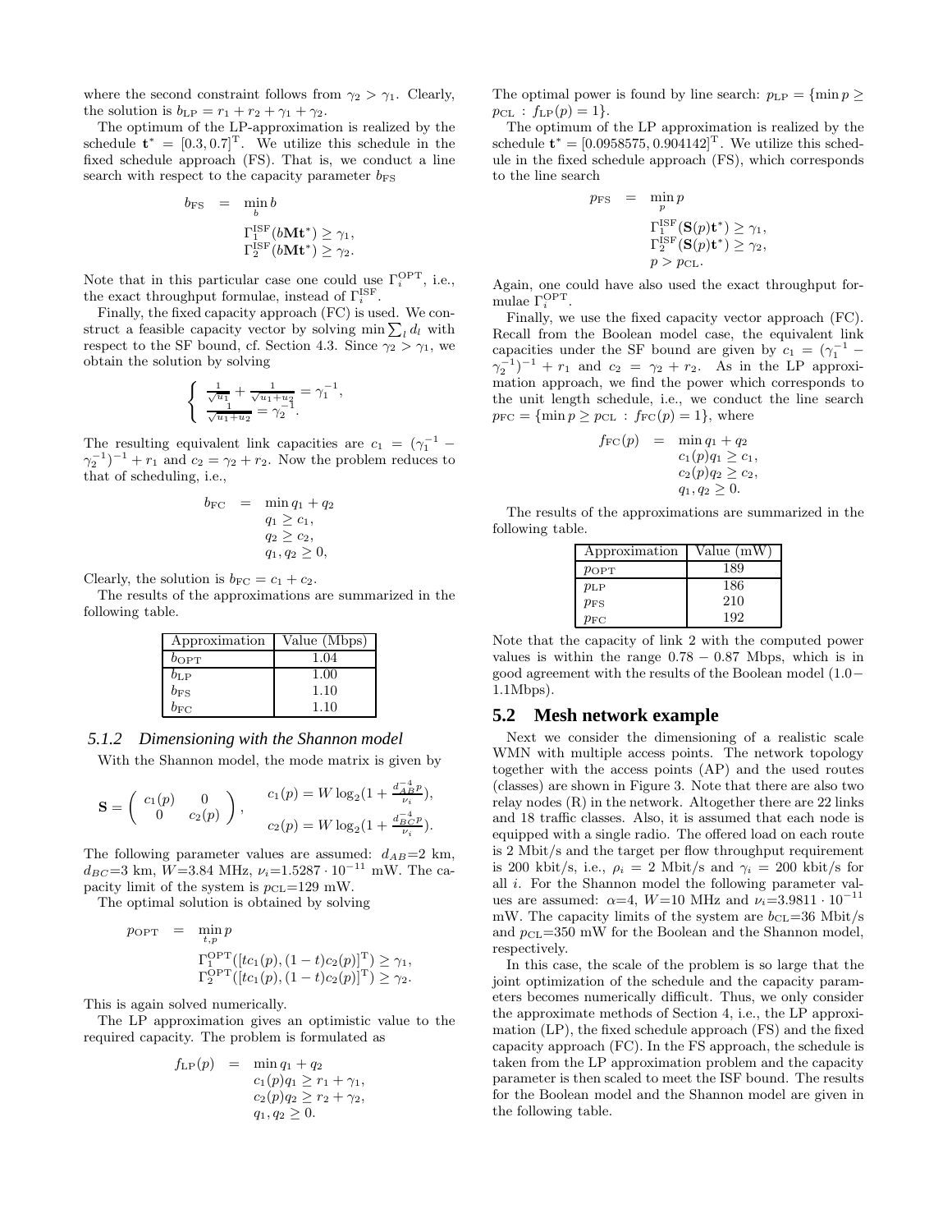where the second constraint follows from $\gamma_2 > \gamma_1$. Clearly, the solution is $b_{\text{LP}} = r_1 + r_2 + \gamma_1 + \gamma_2$.

The optimum of the LP-approximation is realized by the schedule $\mathbf{t}^* = [0.3, 0.7]^{\text{T}}$. We utilize this schedule in the fixed schedule approach (FS). That is, we conduct a line search with respect to the capacity parameter $b_{\text{FS}}$

$$
\begin{aligned}
b_{\text{FS}} \;&=\; \min_b b \\
&\quad \Gamma_1^{\text{ISF}}(b\mathbf{M}\mathbf{t}^*) \geq \gamma_1, \\
&\quad \Gamma_2^{\text{ISF}}(b\mathbf{M}\mathbf{t}^*) \geq \gamma_2.
\end{aligned}
$$

Note that in this particular case one could use $\Gamma_i^{\text{OPT}}$, i.e., the exact throughput formulae, instead of $\Gamma_i^{\text{ISF}}$.

Finally, the fixed capacity approach (FC) is used. We construct a feasible capacity vector by solving $\min \sum_l d_l$ with respect to the SF bound, cf. Section 4.3. Since $\gamma_2 > \gamma_1$, we obtain the solution by solving

$$
\begin{cases}
\frac{1}{\sqrt{u_1}} + \frac{1}{\sqrt{u_1+u_2}} = \gamma_1^{-1}, \\
\frac{1}{\sqrt{u_1+u_2}} = \gamma_2^{-1}.
\end{cases}
$$

The resulting equivalent link capacities are $c_1 = (\gamma_1^{-1} - \gamma_2^{-1})^{-1} + r_1$ and $c_2 = \gamma_2 + r_2$. Now the problem reduces to that of scheduling, i.e.,

$$
\begin{aligned}
b_{\text{FC}} \;&=\; \min q_1 + q_2 \\
&\quad q_1 \geq c_1, \\
&\quad q_2 \geq c_2, \\
&\quad q_1, q_2 \geq 0,
\end{aligned}
$$

Clearly, the solution is $b_{\text{FC}} = c_1 + c_2$.

The results of the approximations are summarized in the following table.

| Approximation | Value (Mbps) |
|---|---|
| $b_{\text{OPT}}$ | 1.04 |
| $b_{\text{LP}}$ | 1.00 |
| $b_{\text{FS}}$ | 1.10 |
| $b_{\text{FC}}$ | 1.10 |

### 5.1.2 Dimensioning with the Shannon model

With the Shannon model, the mode matrix is given by

$$
\mathbf{S} = \begin{pmatrix} c_1(p) & 0 \\ 0 & c_2(p) \end{pmatrix}, \qquad
\begin{aligned}
c_1(p) &= W \log_2(1 + \tfrac{d_{AB}^{-4} p}{\nu_i}), \\
c_2(p) &= W \log_2(1 + \tfrac{d_{BC}^{-4} p}{\nu_i}).
\end{aligned}
$$

The following parameter values are assumed: $d_{AB}$=2 km, $d_{BC}$=3 km, $W$=3.84 MHz, $\nu_i$=$1.5287 \cdot 10^{-11}$ mW. The capacity limit of the system is $p_{\text{CL}}$=129 mW.

The optimal solution is obtained by solving

$$
\begin{aligned}
p_{\text{OPT}} \;&=\; \min_{t,p} p \\
&\quad \Gamma_1^{\text{OPT}}([tc_1(p), (1-t)c_2(p)]^{\text{T}}) \geq \gamma_1, \\
&\quad \Gamma_2^{\text{OPT}}([tc_1(p), (1-t)c_2(p)]^{\text{T}}) \geq \gamma_2.
\end{aligned}
$$

This is again solved numerically.

The LP approximation gives an optimistic value to the required capacity. The problem is formulated as

$$
\begin{aligned}
f_{\text{LP}}(p) \;&=\; \min q_1 + q_2 \\
&\quad c_1(p) q_1 \geq r_1 + \gamma_1, \\
&\quad c_2(p) q_2 \geq r_2 + \gamma_2, \\
&\quad q_1, q_2 \geq 0.
\end{aligned}
$$

The optimal power is found by line search: $p_{\text{LP}} = \{\min p \geq p_{\text{CL}} \,:\, f_{\text{LP}}(p) = 1\}$.

The optimum of the LP approximation is realized by the schedule $\mathbf{t}^* = [0.0958575, 0.904142]^{\text{T}}$. We utilize this schedule in the fixed schedule approach (FS), which corresponds to the line search

$$
\begin{aligned}
p_{\text{FS}} \;&=\; \min_p p \\
&\quad \Gamma_1^{\text{ISF}}(\mathbf{S}(p)\mathbf{t}^*) \geq \gamma_1, \\
&\quad \Gamma_2^{\text{ISF}}(\mathbf{S}(p)\mathbf{t}^*) \geq \gamma_2, \\
&\quad p > p_{\text{CL}}.
\end{aligned}
$$

Again, one could have also used the exact throughput formulae $\Gamma_i^{\text{OPT}}$.

Finally, we use the fixed capacity vector approach (FC). Recall from the Boolean model case, the equivalent link capacities under the SF bound are given by $c_1 = (\gamma_1^{-1} - \gamma_2^{-1})^{-1} + r_1$ and $c_2 = \gamma_2 + r_2$. As in the LP approximation approach, we find the power which corresponds to the unit length schedule, i.e., we conduct the line search $p_{\text{FC}} = \{\min p \geq p_{\text{CL}} \,:\, f_{\text{FC}}(p) = 1\}$, where

$$
\begin{aligned}
f_{\text{FC}}(p) \;&=\; \min q_1 + q_2 \\
&\quad c_1(p) q_1 \geq c_1, \\
&\quad c_2(p) q_2 \geq c_2, \\
&\quad q_1, q_2 \geq 0.
\end{aligned}
$$

The results of the approximations are summarized in the following table.

| Approximation | Value (mW) |
|---|---|
| $p_{\text{OPT}}$ | 189 |
| $p_{\text{LP}}$ | 186 |
| $p_{\text{FS}}$ | 210 |
| $p_{\text{FC}}$ | 192 |

Note that the capacity of link 2 with the computed power values is within the range $0.78 - 0.87$ Mbps, which is in good agreement with the results of the Boolean model ($1.0-1.1$Mbps).

## 5.2 Mesh network example

Next we consider the dimensioning of a realistic scale WMN with multiple access points. The network topology together with the access points (AP) and the used routes (classes) are shown in Figure 3. Note that there are also two relay nodes (R) in the network. Altogether there are 22 links and 18 traffic classes. Also, it is assumed that each node is equipped with a single radio. The offered load on each route is 2 Mbit/s and the target per flow throughput requirement is 200 kbit/s, i.e., $\rho_i = 2$ Mbit/s and $\gamma_i = 200$ kbit/s for all $i$. For the Shannon model the following parameter values are assumed: $\alpha$=4, $W$=10 MHz and $\nu_i$=$3.9811 \cdot 10^{-11}$ mW. The capacity limits of the system are $b_{\text{CL}}$=36 Mbit/s and $p_{\text{CL}}$=350 mW for the Boolean and the Shannon model, respectively.

In this case, the scale of the problem is so large that the joint optimization of the schedule and the capacity parameters becomes numerically difficult. Thus, we only consider the approximate methods of Section 4, i.e., the LP approximation (LP), the fixed schedule approach (FS) and the fixed capacity approach (FC). In the FS approach, the schedule is taken from the LP approximation problem and the capacity parameter is then scaled to meet the ISF bound. The results for the Boolean model and the Shannon model are given in the following table.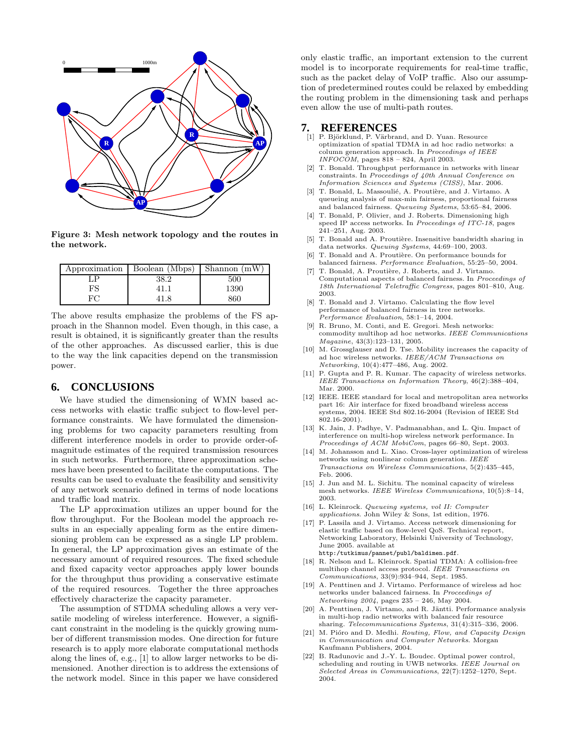0 1000m

R R AP AP

Figure 3: Mesh network topology and the routes in the network.

| Approximation | Boolean (Mbps) | Shannon (mW) |
|---|---|---|
| LP | 38.2 | 500 |
| FS | 41.1 | 1390 |
| FC | 41.8 | 860 |

The above results emphasize the problems of the FS approach in the Shannon model. Even though, in this case, a result is obtained, it is significantly greater than the results of the other approaches. As discussed earlier, this is due to the way the link capacities depend on the transmission power.

## 6. CONCLUSIONS

We have studied the dimensioning of WMN based access networks with elastic traffic subject to flow-level performance constraints. We have formulated the dimensioning problems for two capacity parameters resulting from different interference models in order to provide order-of-magnitude estimates of the required transmission resources in such networks. Furthermore, three approximation schemes have been presented to facilitate the computations. The results can be used to evaluate the feasibility and sensitivity of any network scenario defined in terms of node locations and traffic load matrix.

The LP approximation utilizes an upper bound for the flow throughput. For the Boolean model the approach results in an especially appealing form as the entire dimensioning problem can be expressed as a single LP problem. In general, the LP approximation gives an estimate of the necessary amount of required resources. The fixed schedule and fixed capacity vector approaches apply lower bounds for the throughput thus providing a conservative estimate of the required resources. Together the three approaches effectively characterize the capacity parameter.

The assumption of STDMA scheduling allows a very versatile modeling of wireless interference. However, a significant constraint in the modeling is the quickly growing number of different transmission modes. One direction for future research is to apply more elaborate computational methods along the lines of, e.g., [1] to allow larger networks to be dimensioned. Another direction is to address the extensions of the network model. Since in this paper we have considered only elastic traffic, an important extension to the current model is to incorporate requirements for real-time traffic, such as the packet delay of VoIP traffic. Also our assumption of predetermined routes could be relaxed by embedding the routing problem in the dimensioning task and perhaps even allow the use of multi-path routes.

## 7. REFERENCES

[1] P. Björklund, P. Värbrand, and D. Yuan. Resource optimization of spatial TDMA in ad hoc radio networks: a column generation approach. In *Proceedings of IEEE INFOCOM*, pages 818 – 824, April 2003.

[2] T. Bonald. Throughput performance in networks with linear constraints. In *Proceedings of 40th Annual Conference on Information Sciences and Systems (CISS)*, Mar. 2006.

[3] T. Bonald, L. Massoulié, A. Proutière, and J. Virtamo. A queueing analysis of max-min fairness, proportional fairness and balanced fairness. *Queueing Systems*, 53:65–84, 2006.

[4] T. Bonald, P. Olivier, and J. Roberts. Dimensioning high speed IP access networks. In *Proceedings of ITC-18*, pages 241–251, Aug. 2003.

[5] T. Bonald and A. Proutière. Insensitive bandwidth sharing in data networks. *Queuing Systems*, 44:69–100, 2003.

[6] T. Bonald and A. Proutière. On performance bounds for balanced fairness. *Performance Evaluation*, 55:25–50, 2004.

[7] T. Bonald, A. Proutière, J. Roberts, and J. Virtamo. Computational aspects of balanced fairness. In *Proceedings of 18th International Teletraffic Congress*, pages 801–810, Aug. 2003.

[8] T. Bonald and J. Virtamo. Calculating the flow level performance of balanced fairness in tree networks. *Performance Evaluation*, 58:1–14, 2004.

[9] R. Bruno, M. Conti, and E. Gregori. Mesh networks: commodity multihop ad hoc networks. *IEEE Communications Magazine*, 43(3):123–131, 2005.

[10] M. Grossglauser and D. Tse. Mobility increases the capacity of ad hoc wireless networks. *IEEE/ACM Transactions on Networking*, 10(4):477–486, Aug. 2002.

[11] P. Gupta and P. R. Kumar. The capacity of wireless networks. *IEEE Transactions on Information Theory*, 46(2):388–404, Mar. 2000.

[12] IEEE. IEEE standard for local and metropolitan area networks part 16: Air interface for fixed broadband wireless access systems, 2004. IEEE Std 802.16-2004 (Revision of IEEE Std 802.16-2001).

[13] K. Jain, J. Padhye, V. Padmanabhan, and L. Qiu. Impact of interference on multi-hop wireless network performance. In *Proceedings of ACM MobiCom*, pages 66–80, Sept. 2003.

[14] M. Johansson and L. Xiao. Cross-layer optimization of wireless networks using nonlinear column generation. *IEEE Transactions on Wireless Communications*, 5(2):435–445, Feb. 2006.

[15] J. Jun and M. L. Sichitu. The nominal capacity of wireless mesh networks. *IEEE Wireless Communications*, 10(5):8–14, 2003.

[16] L. Kleinrock. *Queueing systems, vol II: Computer applications*. John Wiley & Sons, 1st edition, 1976.

[17] P. Lassila and J. Virtamo. Access network dimensioning for elastic traffic based on flow-level QoS. Technical report, Networking Laboratory, Helsinki University of Technology, June 2005. available at `http://tutkimus/pannet/publ/baldimen.pdf`.

[18] R. Nelson and L. Kleinrock. Spatial TDMA: A collision-free multihop channel access protocol. *IEEE Transactions on Communications*, 33(9):934–944, Sept. 1985.

[19] A. Penttinen and J. Virtamo. Performance of wireless ad hoc networks under balanced fairness. In *Proceedings of Networking 2004*, pages 235 – 246, May 2004.

[20] A. Penttinen, J. Virtamo, and R. Jäntti. Performance analysis in multi-hop radio networks with balanced fair resource sharing. *Telecommunications Systems*, 31(4):315–336, 2006.

[21] M. Pióro and D. Medhi. *Routing, Flow, and Capacity Design in Communication and Computer Networks*. Morgan Kaufmann Publishers, 2004.

[22] B. Radunovic and J.-Y. L. Boudec. Optimal power control, scheduling and routing in UWB networks. *IEEE Journal on Selected Areas in Communications*, 22(7):1252–1270, Sept. 2004.